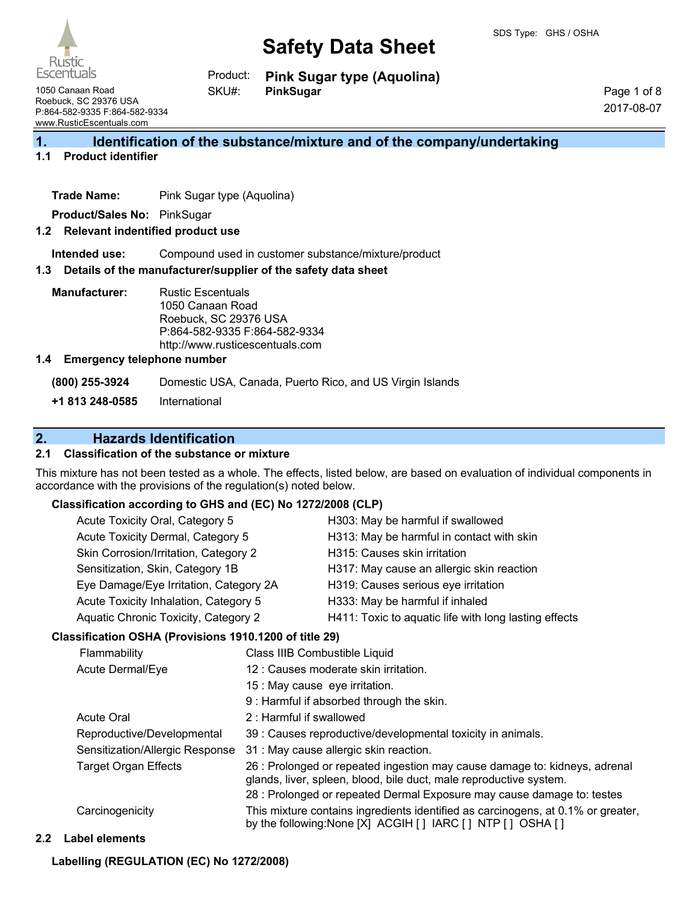SDS Type: GHS / OSHA

Rustic Escentuals
1050 Canaan Road
Roebuck, SC 29376 USA
P:864-582-9335 F:864-582-9334
www.RusticEscentuals.com

# Safety Data Sheet

Product: **Pink Sugar type (Aquolina)**
SKU#: **PinkSugar**

2017-08-07

## 1. Identification of the substance/mixture and of the company/undertaking

### 1.1 Product identifier

**Trade Name:** Pink Sugar type (Aquolina)

**Product/Sales No:** PinkSugar

### 1.2 Relevant indentified product use

**Intended use:** Compound used in customer substance/mixture/product

### 1.3 Details of the manufacturer/supplier of the safety data sheet

**Manufacturer:** Rustic Escentuals
1050 Canaan Road
Roebuck, SC 29376 USA
P:864-582-9335 F:864-582-9334
http://www.rusticescentuals.com

### 1.4 Emergency telephone number

**(800) 255-3924** Domestic USA, Canada, Puerto Rico, and US Virgin Islands

**+1 813 248-0585** International

## 2. Hazards Identification

### 2.1 Classification of the substance or mixture

This mixture has not been tested as a whole. The effects, listed below, are based on evaluation of individual components in accordance with the provisions of the regulation(s) noted below.

**Classification according to GHS and (EC) No 1272/2008 (CLP)**

| | |
|---|---|
| Acute Toxicity Oral, Category 5 | H303: May be harmful if swallowed |
| Acute Toxicity Dermal, Category 5 | H313: May be harmful in contact with skin |
| Skin Corrosion/Irritation, Category 2 | H315: Causes skin irritation |
| Sensitization, Skin, Category 1B | H317: May cause an allergic skin reaction |
| Eye Damage/Eye Irritation, Category 2A | H319: Causes serious eye irritation |
| Acute Toxicity Inhalation, Category 5 | H333: May be harmful if inhaled |
| Aquatic Chronic Toxicity, Category 2 | H411: Toxic to aquatic life with long lasting effects |

**Classification OSHA (Provisions 1910.1200 of title 29)**

| | |
|---|---|
| Flammability | Class IIIB Combustible Liquid |
| Acute Dermal/Eye | 12 : Causes moderate skin irritation. |
| | 15 : May cause eye irritation. |
| | 9 : Harmful if absorbed through the skin. |
| Acute Oral | 2 : Harmful if swallowed |
| Reproductive/Developmental | 39 : Causes reproductive/developmental toxicity in animals. |
| Sensitization/Allergic Response | 31 : May cause allergic skin reaction. |
| Target Organ Effects | 26 : Prolonged or repeated ingestion may cause damage to: kidneys, adrenal glands, liver, spleen, blood, bile duct, male reproductive system. |
| | 28 : Prolonged or repeated Dermal Exposure may cause damage to: testes |
| Carcinogenicity | This mixture contains ingredients identified as carcinogens, at 0.1% or greater, by the following:None [X] ACGIH [ ] IARC [ ] NTP [ ] OSHA [ ] |

### 2.2 Label elements

**Labelling (REGULATION (EC) No 1272/2008)**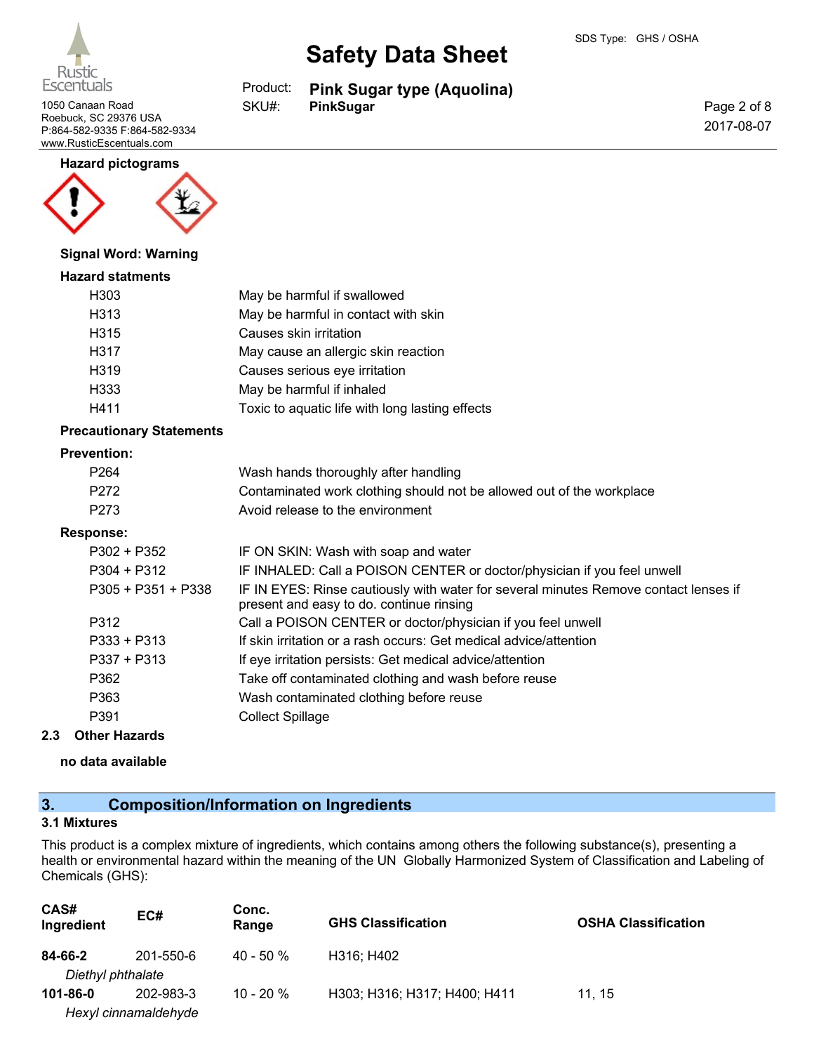**Hazard pictograms**

**Signal Word: Warning**

**Hazard statments**

| | |
|---|---|
| H303 | May be harmful if swallowed |
| H313 | May be harmful in contact with skin |
| H315 | Causes skin irritation |
| H317 | May cause an allergic skin reaction |
| H319 | Causes serious eye irritation |
| H333 | May be harmful if inhaled |
| H411 | Toxic to aquatic life with long lasting effects |

**Precautionary Statements**

**Prevention:**

| | |
|---|---|
| P264 | Wash hands thoroughly after handling |
| P272 | Contaminated work clothing should not be allowed out of the workplace |
| P273 | Avoid release to the environment |

**Response:**

| | |
|---|---|
| P302 + P352 | IF ON SKIN: Wash with soap and water |
| P304 + P312 | IF INHALED: Call a POISON CENTER or doctor/physician if you feel unwell |
| P305 + P351 + P338 | IF IN EYES: Rinse cautiously with water for several minutes Remove contact lenses if present and easy to do. continue rinsing |
| P312 | Call a POISON CENTER or doctor/physician if you feel unwell |
| P333 + P313 | If skin irritation or a rash occurs: Get medical advice/attention |
| P337 + P313 | If eye irritation persists: Get medical advice/attention |
| P362 | Take off contaminated clothing and wash before reuse |
| P363 | Wash contaminated clothing before reuse |
| P391 | Collect Spillage |

### 2.3 Other Hazards

**no data available**

## 3. Composition/Information on Ingredients

### 3.1 Mixtures

This product is a complex mixture of ingredients, which contains among others the following substance(s), presenting a health or environmental hazard within the meaning of the UN Globally Harmonized System of Classification and Labeling of Chemicals (GHS):

| CAS# Ingredient | EC# | Conc. Range | GHS Classification | OSHA Classification |
|---|---|---|---|---|
| **84-66-2** *Diethyl phthalate* | 201-550-6 | 40 - 50 % | H316; H402 | |
| **101-86-0** *Hexyl cinnamaldehyde* | 202-983-3 | 10 - 20 % | H303; H316; H317; H400; H411 | 11, 15 |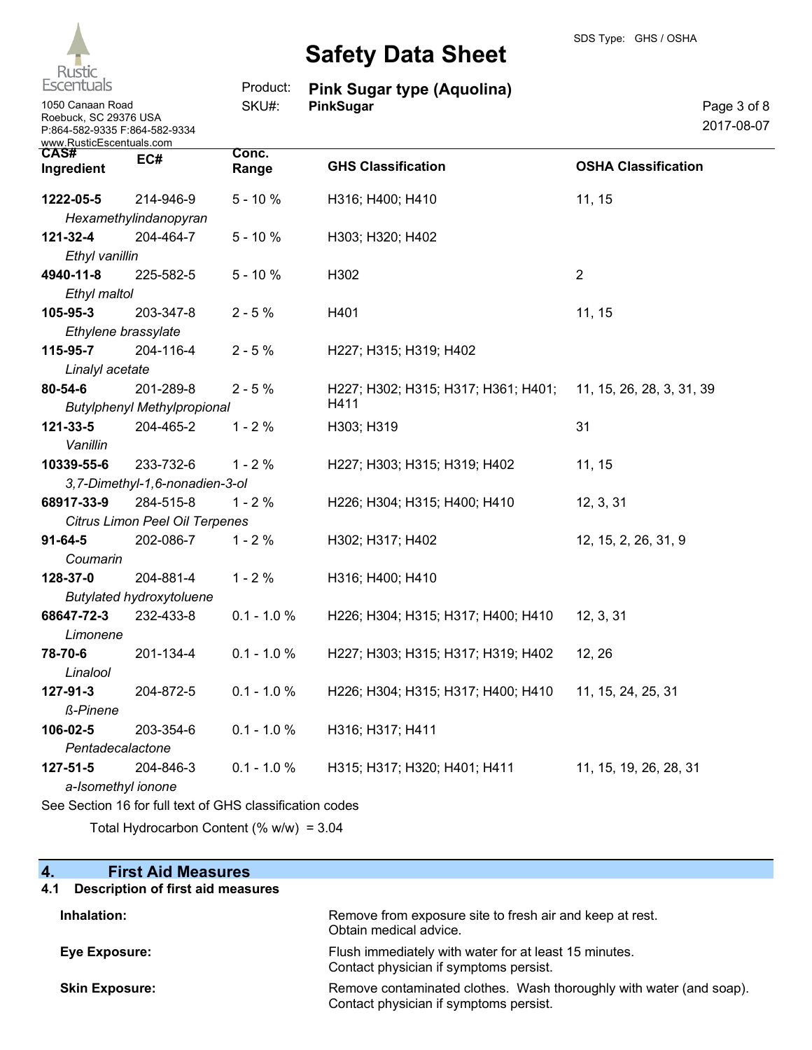| CAS# Ingredient | EC# | Conc. Range | GHS Classification | OSHA Classification |
|---|---|---|---|---|
| **1222-05-5** *Hexamethylindanopyran* | 214-946-9 | 5 - 10 % | H316; H400; H410 | 11, 15 |
| **121-32-4** *Ethyl vanillin* | 204-464-7 | 5 - 10 % | H303; H320; H402 | |
| **4940-11-8** *Ethyl maltol* | 225-582-5 | 5 - 10 % | H302 | 2 |
| **105-95-3** *Ethylene brassylate* | 203-347-8 | 2 - 5 % | H401 | 11, 15 |
| **115-95-7** *Linalyl acetate* | 204-116-4 | 2 - 5 % | H227; H315; H319; H402 | |
| **80-54-6** *Butylphenyl Methylpropional* | 201-289-8 | 2 - 5 % | H227; H302; H315; H317; H361; H401; H411 | 11, 15, 26, 28, 3, 31, 39 |
| **121-33-5** *Vanillin* | 204-465-2 | 1 - 2 % | H303; H319 | 31 |
| **10339-55-6** *3,7-Dimethyl-1,6-nonadien-3-ol* | 233-732-6 | 1 - 2 % | H227; H303; H315; H319; H402 | 11, 15 |
| **68917-33-9** *Citrus Limon Peel Oil Terpenes* | 284-515-8 | 1 - 2 % | H226; H304; H315; H400; H410 | 12, 3, 31 |
| **91-64-5** *Coumarin* | 202-086-7 | 1 - 2 % | H302; H317; H402 | 12, 15, 2, 26, 31, 9 |
| **128-37-0** *Butylated hydroxytoluene* | 204-881-4 | 1 - 2 % | H316; H400; H410 | |
| **68647-72-3** *Limonene* | 232-433-8 | 0.1 - 1.0 % | H226; H304; H315; H317; H400; H410 | 12, 3, 31 |
| **78-70-6** *Linalool* | 201-134-4 | 0.1 - 1.0 % | H227; H303; H315; H317; H319; H402 | 12, 26 |
| **127-91-3** *ß-Pinene* | 204-872-5 | 0.1 - 1.0 % | H226; H304; H315; H317; H400; H410 | 11, 15, 24, 25, 31 |
| **106-02-5** *Pentadecalactone* | 203-354-6 | 0.1 - 1.0 % | H316; H317; H411 | |
| **127-51-5** *a-Isomethyl ionone* | 204-846-3 | 0.1 - 1.0 % | H315; H317; H320; H401; H411 | 11, 15, 19, 26, 28, 31 |

See Section 16 for full text of GHS classification codes

Total Hydrocarbon Content (% w/w) = 3.04

## 4. First Aid Measures

### 4.1 Description of first aid measures

**Inhalation:** Remove from exposure site to fresh air and keep at rest. Obtain medical advice.

**Eye Exposure:** Flush immediately with water for at least 15 minutes. Contact physician if symptoms persist.

**Skin Exposure:** Remove contaminated clothes. Wash thoroughly with water (and soap). Contact physician if symptoms persist.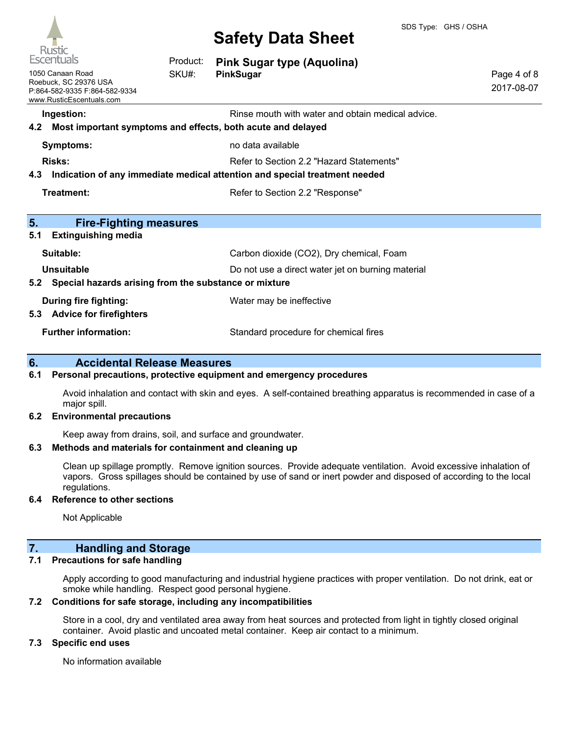| | |
|---|---|
| **Ingestion:** | Rinse mouth with water and obtain medical advice. |

**4.2 Most important symptoms and effects, both acute and delayed**

| | |
|---|---|
| **Symptoms:** | no data available |
| **Risks:** | Refer to Section 2.2 "Hazard Statements" |

**4.3 Indication of any immediate medical attention and special treatment needed**

| | |
|---|---|
| **Treatment:** | Refer to Section 2.2 "Response" |

## 5. Fire-Fighting measures

**5.1 Extinguishing media**

| | |
|---|---|
| **Suitable:** | Carbon dioxide ($CO_2$), Dry chemical, Foam |
| **Unsuitable** | Do not use a direct water jet on burning material |

**5.2 Special hazards arising from the substance or mixture**

| | |
|---|---|
| **During fire fighting:** | Water may be ineffective |

**5.3 Advice for firefighters**

| | |
|---|---|
| **Further information:** | Standard procedure for chemical fires |

## 6. Accidental Release Measures

**6.1 Personal precautions, protective equipment and emergency procedures**

Avoid inhalation and contact with skin and eyes. A self-contained breathing apparatus is recommended in case of a major spill.

**6.2 Environmental precautions**

Keep away from drains, soil, and surface and groundwater.

**6.3 Methods and materials for containment and cleaning up**

Clean up spillage promptly. Remove ignition sources. Provide adequate ventilation. Avoid excessive inhalation of vapors. Gross spillages should be contained by use of sand or inert powder and disposed of according to the local regulations.

**6.4 Reference to other sections**

Not Applicable

## 7. Handling and Storage

**7.1 Precautions for safe handling**

Apply according to good manufacturing and industrial hygiene practices with proper ventilation. Do not drink, eat or smoke while handling. Respect good personal hygiene.

**7.2 Conditions for safe storage, including any incompatibilities**

Store in a cool, dry and ventilated area away from heat sources and protected from light in tightly closed original container. Avoid plastic and uncoated metal container. Keep air contact to a minimum.

**7.3 Specific end uses**

No information available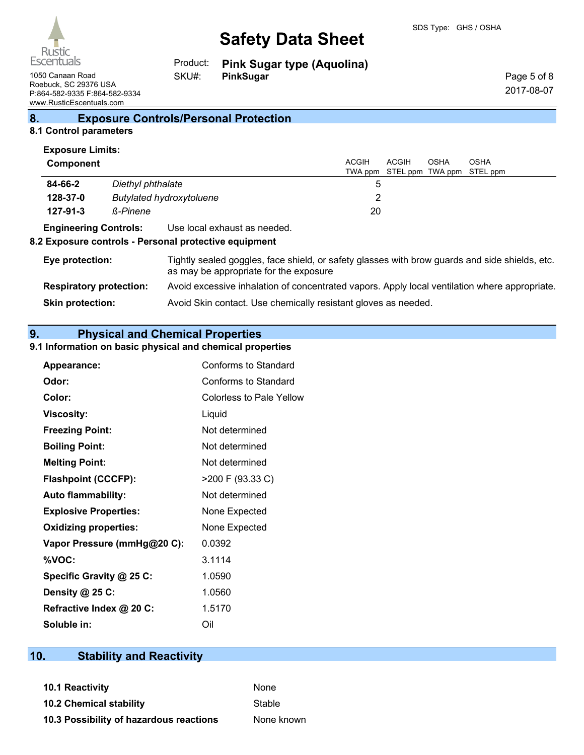## 8. Exposure Controls/Personal Protection

### 8.1 Control parameters

**Exposure Limits:**

| Component | | ACGIH TWA ppm | ACGIH STEL ppm | OSHA TWA ppm | OSHA STEL ppm |
|---|---|---|---|---|---|
| **84-66-2** | *Diethyl phthalate* | 5 | | | |
| **128-37-0** | *Butylated hydroxytoluene* | 2 | | | |
| **127-91-3** | *ß-Pinene* | 20 | | | |

**Engineering Controls:** Use local exhaust as needed.

### 8.2 Exposure controls - Personal protective equipment

**Eye protection:** Tightly sealed goggles, face shield, or safety glasses with brow guards and side shields, etc. as may be appropriate for the exposure

**Respiratory protection:** Avoid excessive inhalation of concentrated vapors. Apply local ventilation where appropriate.

**Skin protection:** Avoid Skin contact. Use chemically resistant gloves as needed.

## 9. Physical and Chemical Properties

### 9.1 Information on basic physical and chemical properties

| | |
|---|---|
| **Appearance:** | Conforms to Standard |
| **Odor:** | Conforms to Standard |
| **Color:** | Colorless to Pale Yellow |
| **Viscosity:** | Liquid |
| **Freezing Point:** | Not determined |
| **Boiling Point:** | Not determined |
| **Melting Point:** | Not determined |
| **Flashpoint (CCCFP):** | >200 F (93.33 C) |
| **Auto flammability:** | Not determined |
| **Explosive Properties:** | None Expected |
| **Oxidizing properties:** | None Expected |
| **Vapor Pressure (mmHg@20 C):** | 0.0392 |
| **%VOC:** | 3.1114 |
| **Specific Gravity @ 25 C:** | 1.0590 |
| **Density @ 25 C:** | 1.0560 |
| **Refractive Index @ 20 C:** | 1.5170 |
| **Soluble in:** | Oil |

## 10. Stability and Reactivity

| | |
|---|---|
| **10.1 Reactivity** | None |
| **10.2 Chemical stability** | Stable |
| **10.3 Possibility of hazardous reactions** | None known |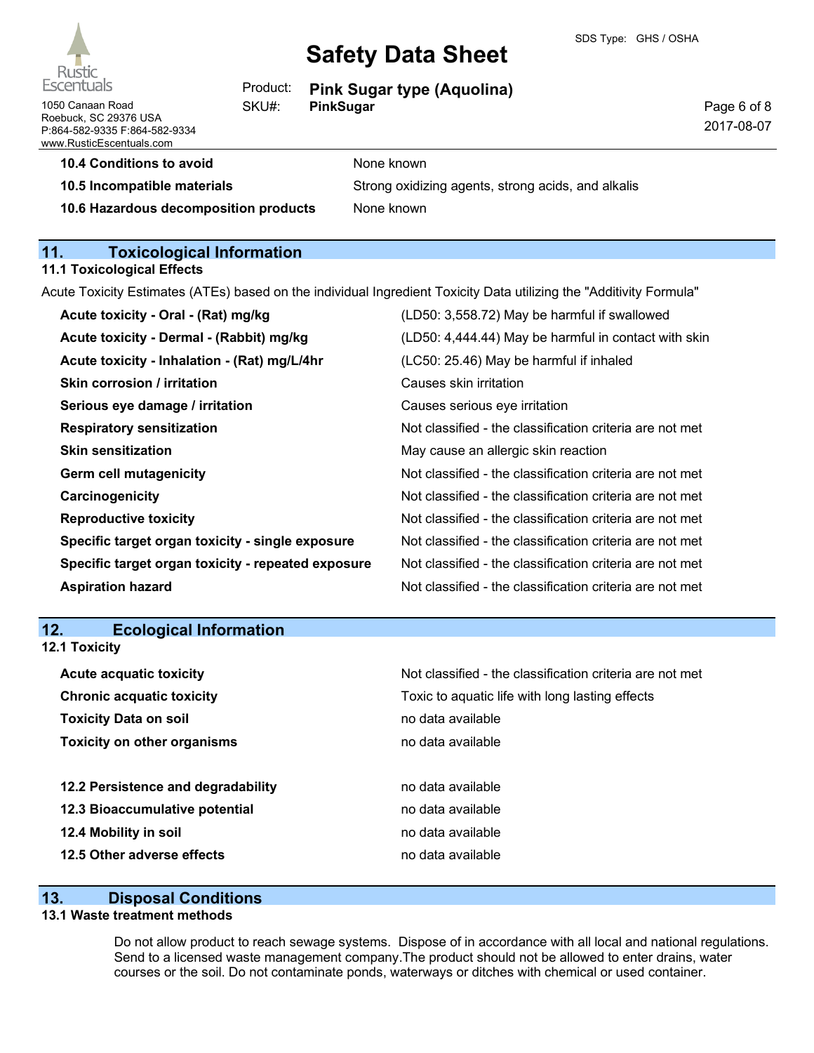| | |
|---|---|
| **10.4 Conditions to avoid** | None known |
| **10.5 Incompatible materials** | Strong oxidizing agents, strong acids, and alkalis |
| **10.6 Hazardous decomposition products** | None known |

## 11. Toxicological Information

### 11.1 Toxicological Effects

Acute Toxicity Estimates (ATEs) based on the individual Ingredient Toxicity Data utilizing the "Additivity Formula"

| | |
|---|---|
| **Acute toxicity - Oral - (Rat) mg/kg** | (LD50: 3,558.72) May be harmful if swallowed |
| **Acute toxicity - Dermal - (Rabbit) mg/kg** | (LD50: 4,444.44) May be harmful in contact with skin |
| **Acute toxicity - Inhalation - (Rat) mg/L/4hr** | (LC50: 25.46) May be harmful if inhaled |
| **Skin corrosion / irritation** | Causes skin irritation |
| **Serious eye damage / irritation** | Causes serious eye irritation |
| **Respiratory sensitization** | Not classified - the classification criteria are not met |
| **Skin sensitization** | May cause an allergic skin reaction |
| **Germ cell mutagenicity** | Not classified - the classification criteria are not met |
| **Carcinogenicity** | Not classified - the classification criteria are not met |
| **Reproductive toxicity** | Not classified - the classification criteria are not met |
| **Specific target organ toxicity - single exposure** | Not classified - the classification criteria are not met |
| **Specific target organ toxicity - repeated exposure** | Not classified - the classification criteria are not met |
| **Aspiration hazard** | Not classified - the classification criteria are not met |

## 12. Ecological Information

### 12.1 Toxicity

| | |
|---|---|
| **Acute acquatic toxicity** | Not classified - the classification criteria are not met |
| **Chronic acquatic toxicity** | Toxic to aquatic life with long lasting effects |
| **Toxicity Data on soil** | no data available |
| **Toxicity on other organisms** | no data available |

| | |
|---|---|
| **12.2 Persistence and degradability** | no data available |
| **12.3 Bioaccumulative potential** | no data available |
| **12.4 Mobility in soil** | no data available |
| **12.5 Other adverse effects** | no data available |

## 13. Disposal Conditions

### 13.1 Waste treatment methods

Do not allow product to reach sewage systems. Dispose of in accordance with all local and national regulations. Send to a licensed waste management company.The product should not be allowed to enter drains, water courses or the soil. Do not contaminate ponds, waterways or ditches with chemical or used container.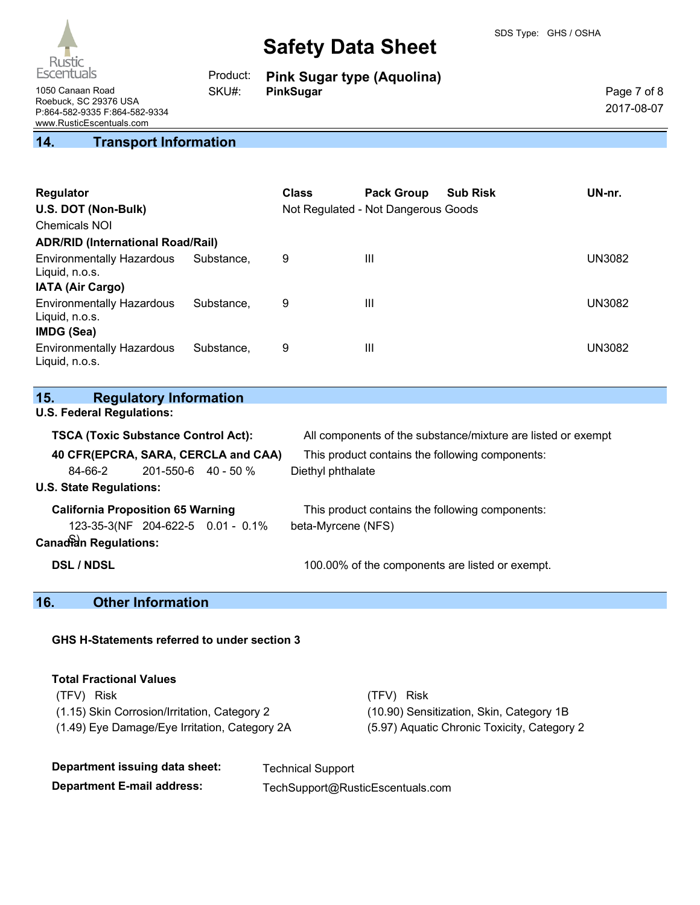## 14. Transport Information

| Regulator | Class | Pack Group | Sub Risk | UN-nr. |
|---|---|---|---|---|
| **U.S. DOT (Non-Bulk)** | Not Regulated - Not Dangerous Goods | | | |
| Chemicals NOI | | | | |
| **ADR/RID (International Road/Rail)** | | | | |
| Environmentally Hazardous Substance, Liquid, n.o.s. | 9 | III | | UN3082 |
| **IATA (Air Cargo)** | | | | |
| Environmentally Hazardous Substance, Liquid, n.o.s. | 9 | III | | UN3082 |
| **IMDG (Sea)** | | | | |
| Environmentally Hazardous Substance, Liquid, n.o.s. | 9 | III | | UN3082 |

## 15. Regulatory Information

**U.S. Federal Regulations:**

**TSCA (Toxic Substance Control Act):** All components of the substance/mixture are listed or exempt

**40 CFR(EPCRA, SARA, CERCLA and CAA)** This product contains the following components:

| 84-66-2 | 201-550-6 | 40 - 50 % | Diethyl phthalate |
|---|---|---|---|

**U.S. State Regulations:**

**California Proposition 65 Warning** This product contains the following components:

| 123-35-3(NFS) | 204-622-5 | 0.01 - 0.1% | beta-Myrcene (NFS) |
|---|---|---|---|

**Canadian Regulations:**

**DSL / NDSL** 100.00% of the components are listed or exempt.

## 16. Other Information

**GHS H-Statements referred to under section 3**

**Total Fractional Values**

| (TFV) Risk | (TFV) Risk |
|---|---|
| (1.15) Skin Corrosion/Irritation, Category 2 | (10.90) Sensitization, Skin, Category 1B |
| (1.49) Eye Damage/Eye Irritation, Category 2A | (5.97) Aquatic Chronic Toxicity, Category 2 |

**Department issuing data sheet:** Technical Support

**Department E-mail address:** TechSupport@RusticEscentuals.com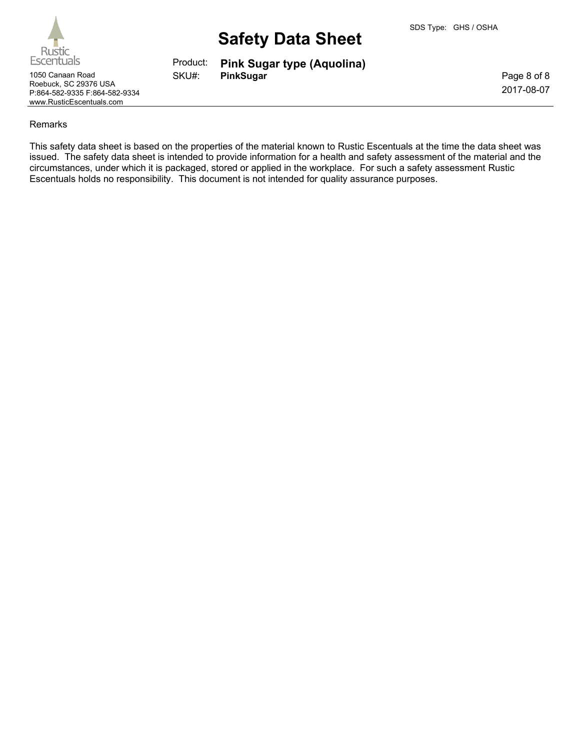Remarks

This safety data sheet is based on the properties of the material known to Rustic Escentuals at the time the data sheet was issued. The safety data sheet is intended to provide information for a health and safety assessment of the material and the circumstances, under which it is packaged, stored or applied in the workplace. For such a safety assessment Rustic Escentuals holds no responsibility. This document is not intended for quality assurance purposes.